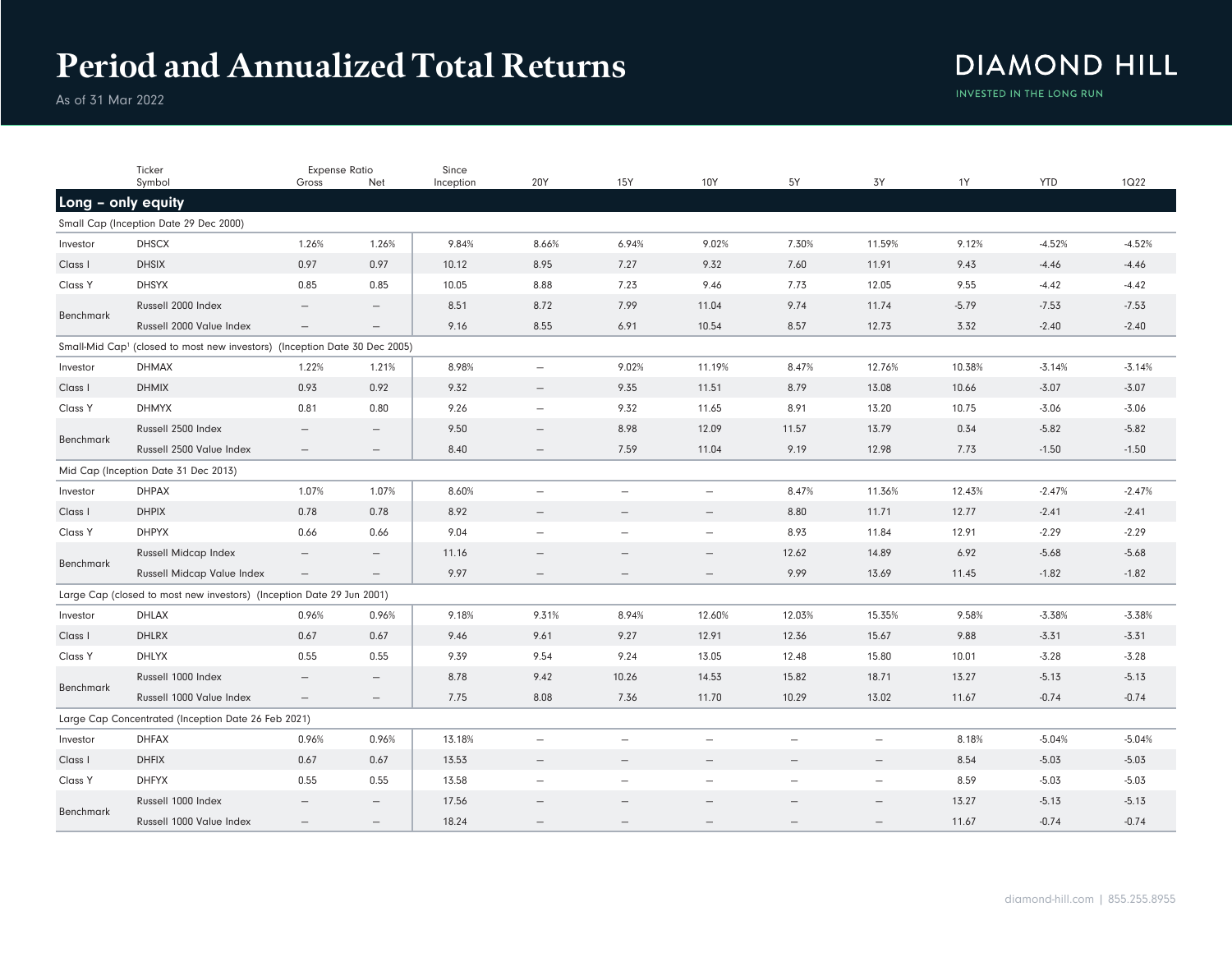# Period and Annualized Total Returns

As of 31 Mar 2022

DIAMOND HILL

INVESTED IN THE LONG RUN

| | Ticker Symbol | Expense Ratio Gross | Expense Ratio Net | Since Inception | 20Y | 15Y | 10Y | 5Y | 3Y | 1Y | YTD | 1Q22 |
|---|---|---|---|---|---|---|---|---|---|---|---|---|
| **Long – only equity** | | | | | | | | | | | | |
| Small Cap (Inception Date 29 Dec 2000) | | | | | | | | | | | | |
| Investor | DHSCX | 1.26% | 1.26% | 9.84% | 8.66% | 6.94% | 9.02% | 7.30% | 11.59% | 9.12% | -4.52% | -4.52% |
| Class I | DHSIX | 0.97 | 0.97 | 10.12 | 8.95 | 7.27 | 9.32 | 7.60 | 11.91 | 9.43 | -4.46 | -4.46 |
| Class Y | DHSYX | 0.85 | 0.85 | 10.05 | 8.88 | 7.23 | 9.46 | 7.73 | 12.05 | 9.55 | -4.42 | -4.42 |
| Benchmark | Russell 2000 Index | – | – | 8.51 | 8.72 | 7.99 | 11.04 | 9.74 | 11.74 | -5.79 | -7.53 | -7.53 |
| | Russell 2000 Value Index | – | – | 9.16 | 8.55 | 6.91 | 10.54 | 8.57 | 12.73 | 3.32 | -2.40 | -2.40 |
| Small-Mid Cap[1] (closed to most new investors) (Inception Date 30 Dec 2005) | | | | | | | | | | | | |
| Investor | DHMAX | 1.22% | 1.21% | 8.98% | – | 9.02% | 11.19% | 8.47% | 12.76% | 10.38% | -3.14% | -3.14% |
| Class I | DHMIX | 0.93 | 0.92 | 9.32 | – | 9.35 | 11.51 | 8.79 | 13.08 | 10.66 | -3.07 | -3.07 |
| Class Y | DHMYX | 0.81 | 0.80 | 9.26 | – | 9.32 | 11.65 | 8.91 | 13.20 | 10.75 | -3.06 | -3.06 |
| Benchmark | Russell 2500 Index | – | – | 9.50 | – | 8.98 | 12.09 | 11.57 | 13.79 | 0.34 | -5.82 | -5.82 |
| | Russell 2500 Value Index | – | – | 8.40 | – | 7.59 | 11.04 | 9.19 | 12.98 | 7.73 | -1.50 | -1.50 |
| Mid Cap (Inception Date 31 Dec 2013) | | | | | | | | | | | | |
| Investor | DHPAX | 1.07% | 1.07% | 8.60% | – | – | – | 8.47% | 11.36% | 12.43% | -2.47% | -2.47% |
| Class I | DHPIX | 0.78 | 0.78 | 8.92 | – | – | – | 8.80 | 11.71 | 12.77 | -2.41 | -2.41 |
| Class Y | DHPYX | 0.66 | 0.66 | 9.04 | – | – | – | 8.93 | 11.84 | 12.91 | -2.29 | -2.29 |
| Benchmark | Russell Midcap Index | – | – | 11.16 | – | – | – | 12.62 | 14.89 | 6.92 | -5.68 | -5.68 |
| | Russell Midcap Value Index | – | – | 9.97 | – | – | – | 9.99 | 13.69 | 11.45 | -1.82 | -1.82 |
| Large Cap (closed to most new investors) (Inception Date 29 Jun 2001) | | | | | | | | | | | | |
| Investor | DHLAX | 0.96% | 0.96% | 9.18% | 9.31% | 8.94% | 12.60% | 12.03% | 15.35% | 9.58% | -3.38% | -3.38% |
| Class I | DHLRX | 0.67 | 0.67 | 9.46 | 9.61 | 9.27 | 12.91 | 12.36 | 15.67 | 9.88 | -3.31 | -3.31 |
| Class Y | DHLYX | 0.55 | 0.55 | 9.39 | 9.54 | 9.24 | 13.05 | 12.48 | 15.80 | 10.01 | -3.28 | -3.28 |
| Benchmark | Russell 1000 Index | – | – | 8.78 | 9.42 | 10.26 | 14.53 | 15.82 | 18.71 | 13.27 | -5.13 | -5.13 |
| | Russell 1000 Value Index | – | – | 7.75 | 8.08 | 7.36 | 11.70 | 10.29 | 13.02 | 11.67 | -0.74 | -0.74 |
| Large Cap Concentrated (Inception Date 26 Feb 2021) | | | | | | | | | | | | |
| Investor | DHFAX | 0.96% | 0.96% | 13.18% | – | – | – | – | – | 8.18% | -5.04% | -5.04% |
| Class I | DHFIX | 0.67 | 0.67 | 13.53 | – | – | – | – | – | 8.54 | -5.03 | -5.03 |
| Class Y | DHFYX | 0.55 | 0.55 | 13.58 | – | – | – | – | – | 8.59 | -5.03 | -5.03 |
| Benchmark | Russell 1000 Index | – | – | 17.56 | – | – | – | – | – | 13.27 | -5.13 | -5.13 |
| | Russell 1000 Value Index | – | – | 18.24 | – | – | – | – | – | 11.67 | -0.74 | -0.74 |

diamond-hill.com | 855.255.8955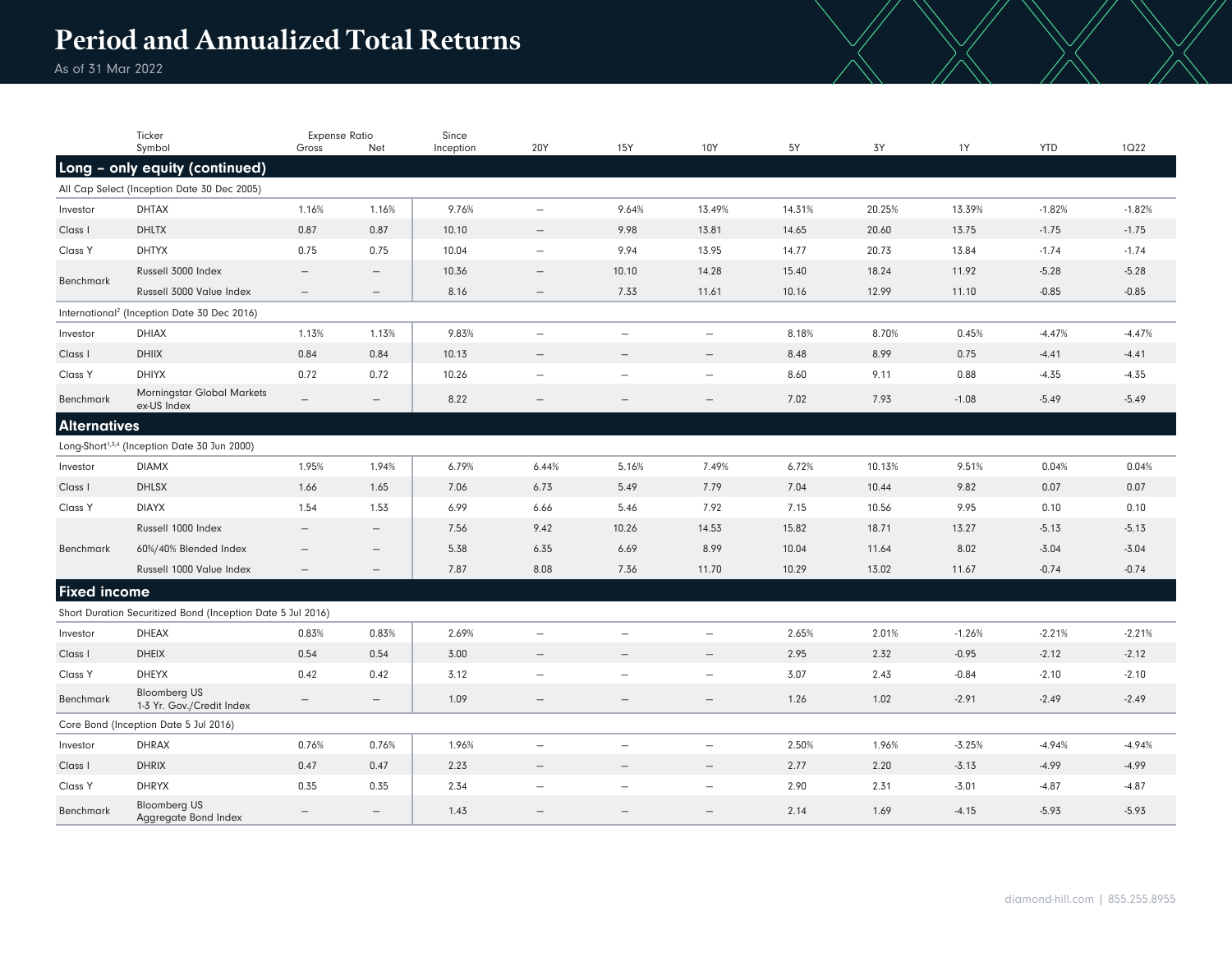# Period and Annualized Total Returns

As of 31 Mar 2022

| | Ticker Symbol | Expense Ratio Gross | Expense Ratio Net | Since Inception | 20Y | 15Y | 10Y | 5Y | 3Y | 1Y | YTD | 1Q22 |
|---|---|---|---|---|---|---|---|---|---|---|---|---|
| **Long – only equity (continued)** | | | | | | | | | | | | |
| All Cap Select (Inception Date 30 Dec 2005) | | | | | | | | | | | | |
| Investor | DHTAX | 1.16% | 1.16% | 9.76% | – | 9.64% | 13.49% | 14.31% | 20.25% | 13.39% | -1.82% | -1.82% |
| Class I | DHLTX | 0.87 | 0.87 | 10.10 | – | 9.98 | 13.81 | 14.65 | 20.60 | 13.75 | -1.75 | -1.75 |
| Class Y | DHTYX | 0.75 | 0.75 | 10.04 | – | 9.94 | 13.95 | 14.77 | 20.73 | 13.84 | -1.74 | -1.74 |
| Benchmark | Russell 3000 Index | – | – | 10.36 | – | 10.10 | 14.28 | 15.40 | 18.24 | 11.92 | -5.28 | -5.28 |
| | Russell 3000 Value Index | – | – | 8.16 | – | 7.33 | 11.61 | 10.16 | 12.99 | 11.10 | -0.85 | -0.85 |
| International[2] (Inception Date 30 Dec 2016) | | | | | | | | | | | | |
| Investor | DHIAX | 1.13% | 1.13% | 9.83% | – | – | – | 8.18% | 8.70% | 0.45% | -4.47% | -4.47% |
| Class I | DHIIX | 0.84 | 0.84 | 10.13 | – | – | – | 8.48 | 8.99 | 0.75 | -4.41 | -4.41 |
| Class Y | DHIYX | 0.72 | 0.72 | 10.26 | – | – | – | 8.60 | 9.11 | 0.88 | -4.35 | -4.35 |
| Benchmark | Morningstar Global Markets ex-US Index | – | – | 8.22 | – | – | – | 7.02 | 7.93 | -1.08 | -5.49 | -5.49 |
| **Alternatives** | | | | | | | | | | | | |
| Long-Short[1,3,4] (Inception Date 30 Jun 2000) | | | | | | | | | | | | |
| Investor | DIAMX | 1.95% | 1.94% | 6.79% | 6.44% | 5.16% | 7.49% | 6.72% | 10.13% | 9.51% | 0.04% | 0.04% |
| Class I | DHLSX | 1.66 | 1.65 | 7.06 | 6.73 | 5.49 | 7.79 | 7.04 | 10.44 | 9.82 | 0.07 | 0.07 |
| Class Y | DIAYX | 1.54 | 1.53 | 6.99 | 6.66 | 5.46 | 7.92 | 7.15 | 10.56 | 9.95 | 0.10 | 0.10 |
| Benchmark | Russell 1000 Index | – | – | 7.56 | 9.42 | 10.26 | 14.53 | 15.82 | 18.71 | 13.27 | -5.13 | -5.13 |
| | 60%/40% Blended Index | – | – | 5.38 | 6.35 | 6.69 | 8.99 | 10.04 | 11.64 | 8.02 | -3.04 | -3.04 |
| | Russell 1000 Value Index | – | – | 7.87 | 8.08 | 7.36 | 11.70 | 10.29 | 13.02 | 11.67 | -0.74 | -0.74 |
| **Fixed income** | | | | | | | | | | | | |
| Short Duration Securitized Bond (Inception Date 5 Jul 2016) | | | | | | | | | | | | |
| Investor | DHEAX | 0.83% | 0.83% | 2.69% | – | – | – | 2.65% | 2.01% | -1.26% | -2.21% | -2.21% |
| Class I | DHEIX | 0.54 | 0.54 | 3.00 | – | – | – | 2.95 | 2.32 | -0.95 | -2.12 | -2.12 |
| Class Y | DHEYX | 0.42 | 0.42 | 3.12 | – | – | – | 3.07 | 2.43 | -0.84 | -2.10 | -2.10 |
| Benchmark | Bloomberg US 1-3 Yr. Gov./Credit Index | – | – | 1.09 | – | – | – | 1.26 | 1.02 | -2.91 | -2.49 | -2.49 |
| Core Bond (Inception Date 5 Jul 2016) | | | | | | | | | | | | |
| Investor | DHRAX | 0.76% | 0.76% | 1.96% | – | – | – | 2.50% | 1.96% | -3.25% | -4.94% | -4.94% |
| Class I | DHRIX | 0.47 | 0.47 | 2.23 | – | – | – | 2.77 | 2.20 | -3.13 | -4.99 | -4.99 |
| Class Y | DHRYX | 0.35 | 0.35 | 2.34 | – | – | – | 2.90 | 2.31 | -3.01 | -4.87 | -4.87 |
| Benchmark | Bloomberg US Aggregate Bond Index | – | – | 1.43 | – | – | – | 2.14 | 1.69 | -4.15 | -5.93 | -5.93 |

diamond-hill.com | 855.255.8955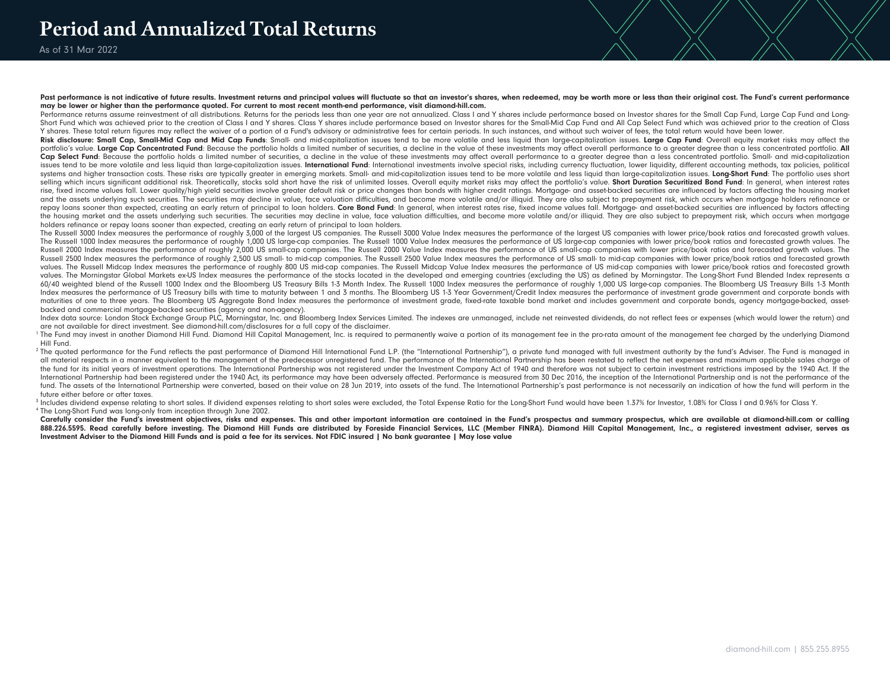# Period and Annualized Total Returns

As of 31 Mar 2022

**Past performance is not indicative of future results. Investment returns and principal values will fluctuate so that an investor's shares, when redeemed, may be worth more or less than their original cost. The Fund's current performance may be lower or higher than the performance quoted. For current to most recent month-end performance, visit diamond-hill.com.**

Performance returns assume reinvestment of all distributions. Returns for the periods less than one year are not annualized. Class I and Y shares include performance based on Investor shares for the Small Cap Fund, Large Cap Fund and Long-Short Fund which was achieved prior to the creation of Class I and Y shares. Class Y shares include performance based on Investor shares for the Small-Mid Cap Fund and All Cap Select Fund which was achieved prior to the creation of Class Y shares. These total return figures may reflect the waiver of a portion of a Fund's advisory or administrative fees for certain periods. In such instances, and without such waiver of fees, the total return would have been lower.

**Risk disclosure: Small Cap, Small-Mid Cap and Mid Cap Funds**: Small- and mid-capitalization issues tend to be more volatile and less liquid than large-capitalization issues. **Large Cap Fund**: Overall equity market risks may affect the portfolio's value. **Large Cap Concentrated Fund**: Because the portfolio holds a limited number of securities, a decline in the value of these investments may affect overall performance to a greater degree than a less concentrated portfolio. **All Cap Select Fund**: Because the portfolio holds a limited number of securities, a decline in the value of these investments may affect overall performance to a greater degree than a less concentrated portfolio. Small- and mid-capitalization issues tend to be more volatile and less liquid than large-capitalization issues. **International Fund**: International investments involve special risks, including currency fluctuation, lower liquidity, different accounting methods, tax policies, political systems and higher transaction costs. These risks are typically greater in emerging markets. Small- and mid-capitalization issues tend to be more volatile and less liquid than large-capitalization issues. **Long-Short Fund**: The portfolio uses short selling which incurs significant additional risk. Theoretically, stocks sold short have the risk of unlimited losses. Overall equity market risks may affect the portfolio's value. **Short Duration Securitized Bond Fund**: In general, when interest rates rise, fixed income values fall. Lower quality/high yield securities involve greater default risk or price changes than bonds with higher credit ratings. Mortgage- and asset-backed securities are influenced by factors affecting the housing market and the assets underlying such securities. The securities may decline in value, face valuation difficulties, and become more volatile and/or illiquid. They are also subject to prepayment risk, which occurs when mortgage holders refinance or repay loans sooner than expected, creating an early return of principal to loan holders. **Core Bond Fund**: In general, when interest rates rise, fixed income values fall. Mortgage- and asset-backed securities are influenced by factors affecting the housing market and the assets underlying such securities. The securities may decline in value, face valuation difficulties, and become more volatile and/or illiquid. They are also subject to prepayment risk, which occurs when mortgage holders refinance or repay loans sooner than expected, creating an early return of principal to loan holders.

The Russell 3000 Index measures the performance of roughly 3,000 of the largest US companies. The Russell 3000 Value Index measures the performance of the largest US companies with lower price/book ratios and forecasted growth values. The Russell 1000 Index measures the performance of roughly 1,000 US large-cap companies. The Russell 1000 Value Index measures the performance of US large-cap companies with lower price/book ratios and forecasted growth values. The Russell 2000 Index measures the performance of roughly 2,000 US small-cap companies. The Russell 2000 Value Index measures the performance of US small-cap companies with lower price/book ratios and forecasted growth values. The Russell 2500 Index measures the performance of roughly 2,500 US small- to mid-cap companies. The Russell 2500 Value Index measures the performance of US small- to mid-cap companies with lower price/book ratios and forecasted growth values. The Russell Midcap Index measures the performance of roughly 800 US mid-cap companies. The Russell Midcap Value Index measures the performance of US mid-cap companies with lower price/book ratios and forecasted growth values. The Morningstar Global Markets ex-US Index measures the performance of the stocks located in the developed and emerging countries (excluding the US) as defined by Morningstar. The Long-Short Fund Blended Index represents a 60/40 weighted blend of the Russell 1000 Index and the Bloomberg US Treasury Bills 1-3 Month Index. The Russell 1000 Index measures the performance of roughly 1,000 US large-cap companies. The Bloomberg US Treasury Bills 1-3 Month Index measures the performance of US Treasury bills with time to maturity between 1 and 3 months. The Bloomberg US 1-3 Year Government/Credit Index measures the performance of investment grade government and corporate bonds with maturities of one to three years. The Bloomberg US Aggregate Bond Index measures the performance of investment grade, fixed-rate taxable bond market and includes government and corporate bonds, agency mortgage-backed, asset-backed and commercial mortgage-backed securities (agency and non-agency).

Index data source: London Stock Exchange Group PLC, Morningstar, Inc. and Bloomberg Index Services Limited. The indexes are unmanaged, include net reinvested dividends, do not reflect fees or expenses (which would lower the return) and are not available for direct investment. See diamond-hill.com/disclosures for a full copy of the disclaimer.

[1] The Fund may invest in another Diamond Hill Fund. Diamond Hill Capital Management, Inc. is required to permanently waive a portion of its management fee in the pro-rata amount of the management fee charged by the underlying Diamond Hill Fund.

[2] The quoted performance for the Fund reflects the past performance of Diamond Hill International Fund L.P. (the "International Partnership"), a private fund managed with full investment authority by the fund's Adviser. The Fund is managed in all material respects in a manner equivalent to the management of the predecessor unregistered fund. The performance of the International Partnership has been restated to reflect the net expenses and maximum applicable sales charge of the fund for its initial years of investment operations. The International Partnership was not registered under the Investment Company Act of 1940 and therefore was not subject to certain investment restrictions imposed by the 1940 Act. If the International Partnership had been registered under the 1940 Act, its performance may have been adversely affected. Performance is measured from 30 Dec 2016, the inception of the International Partnership and is not the performance of the fund. The assets of the International Partnership were converted, based on their value on 28 Jun 2019, into assets of the fund. The International Partnership's past performance is not necessarily an indication of how the fund will perform in the future either before or after taxes.

[3] Includes dividend expense relating to short sales. If dividend expenses relating to short sales were excluded, the Total Expense Ratio for the Long-Short Fund would have been 1.37% for Investor, 1.08% for Class I and 0.96% for Class Y.

[4] The Long-Short Fund was long-only from inception through June 2002.

**Carefully consider the Fund's investment objectives, risks and expenses. This and other important information are contained in the Fund's prospectus and summary prospectus, which are available at diamond-hill.com or calling 888.226.5595. Read carefully before investing. The Diamond Hill Funds are distributed by Foreside Financial Services, LLC (Member FINRA). Diamond Hill Capital Management, Inc., a registered investment adviser, serves as Investment Adviser to the Diamond Hill Funds and is paid a fee for its services. Not FDIC insured | No bank guarantee | May lose value**